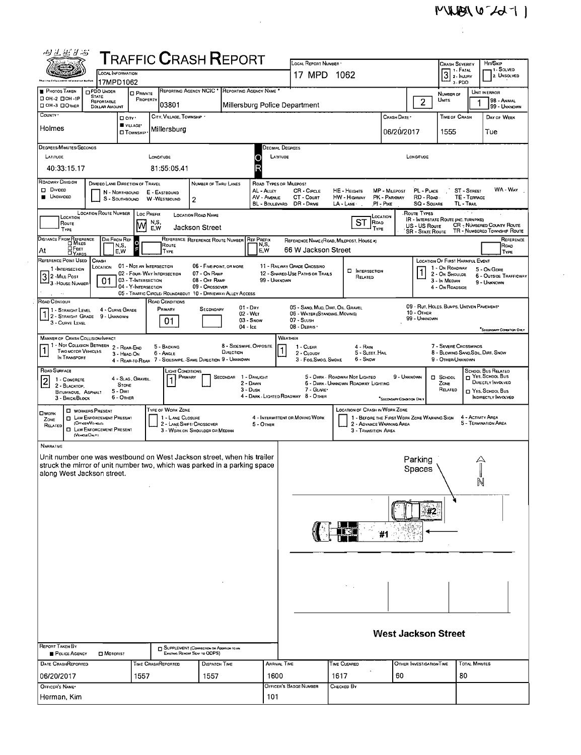MUPD1062-17

# TRAFFIC CRASH REPORT

| Field | Value |
|---|---|
| Local Information | 17MPD1062 |
| Local Report Number | 17 MPD 1062 |
| Crash Severity | 3 (1 - Fatal, 2 - Injury, 3 - PDO) |
| Hit/Skip | 1 - Solved, 2 - Unsolved |
| Photos Taken | OH-2 / OH-1P / OH-3 / Other |
| PDO Under State Reportable Dollar Amount | |
| Private Property | |
| Reporting Agency NCIC | 03801 |
| Reporting Agency Name | Millersburg Police Department |
| Number of Units | 2 |
| Unit in Error | 1 (98 - Animal, 99 - Unknown) |
| County | Holmes |
| City, Village, Township | Village: Millersburg |
| Crash Date | 06/20/2017 |
| Time of Crash | 1555 |
| Day of Week | Tue |

**Degrees/Minutes/Seconds** — Latitude: 40:33:15.17 — Longitude: 81:55:05.41

**Decimal Degrees** — Latitude: — Longitude:

**Roadway Division:** Undivided

**Divided Lane Direction of Travel:** N - Northbound, S - Southbound, E - Eastbound, W - Westbound

**Number of Thru Lanes:** 2

**Road Types or Milepost:** AL - Alley, AV - Avenue, BL - Boulevard, CR - Circle, CT - Court, DR - Drive, HE - Heights, HW - Highway, LA - Lane, MP - Milepost, PK - Parkway, PI - Pike, PL - Place, RD - Road, SQ - Square, ST - Street, TE - Terrace, TL - Trail, WA - Way

| Location Route Number | Loc Prefix | Location Road Name | Location Road Type |
|---|---|---|---|
| | W | Jackson Street | ST |

**Route Types:** IR - Interstate Route (inc. Turnpike), US - US Route, SR - State Route, CR - Numbered County Route, TR - Numbered Township Route

| Distance From Reference | Dir From Ref | Reference Route Type | Reference Route Number | Ref Prefix | Reference Name (Road, Milepost, House #) | Reference Road Type |
|---|---|---|---|---|---|---|
| At | | | | | 66 W Jackson Street | |

**Reference Point Used:** 3 - House Number (1 - Intersection, 2 - Mile Post, 3 - House Number)

**Crash Location:** 01 (01 - Not an Intersection, 02 - Four-Way Intersection, 03 - T-Intersection, 04 - Y-Intersection, 05 - Traffic Circle/Roundabout, 06 - Five-point, or more, 07 - On Ramp, 08 - Off Ramp, 09 - Crossover, 10 - Driveway/Alley Access, 11 - Railway Grade Crossing, 12 - Shared-Use Paths or Trails, 99 - Unknown)

**Intersection Related:** ☐

**Location of First Harmful Event:** 1 (1 - On Roadway, 2 - On Shoulder, 3 - In Median, 4 - On Roadside, 5 - On Gore, 6 - Outside Trafficway, 9 - Unknown)

**Road Contour:** 1 (1 - Straight Level, 2 - Straight Grade, 3 - Curve Level, 4 - Curve Grade, 9 - Unknown)

**Road Conditions:** Primary: 01 — Secondary: (01 - Dry, 02 - Wet, 03 - Snow, 04 - Ice, 05 - Sand, Mud, Dirt, Oil, Gravel, 06 - Water (Standing, Moving), 07 - Slush, 08 - Debris, 09 - Rut, Holes, Bumps, Uneven Pavement, 10 - Other, 99 - Unknown)

**Manner of Crash Collision/Impact:** 1 (1 - Not Collision Between Two Motor Vehicles in Transport, 2 - Rear-End, 3 - Head-On, 4 - Rear-to-Rear, 5 - Backing, 6 - Angle, 7 - Sideswipe, Same Direction, 8 - Sideswipe, Opposite Direction, 9 - Unknown)

**Weather:** 1 (1 - Clear, 2 - Cloudy, 3 - Fog, Smog, Smoke, 4 - Rain, 5 - Sleet, Hail, 6 - Snow, 7 - Severe Crosswinds, 8 - Blowing Sand, Soil, Dirt, Snow, 9 - Other/Unknown)

**Road Surface:** 2 (1 - Concrete, 2 - Blacktop, Bituminous, Asphalt, 3 - Brick/Block, 4 - Slag, Gravel, Stone, 5 - Dirt, 6 - Other)

**Light Conditions:** Primary: 1 — Secondary: (1 - Daylight, 2 - Dawn, 3 - Dusk, 4 - Dark - Lighted Roadway, 5 - Dark - Roadway Not Lighted, 6 - Dark - Unknown Roadway Lighting, 7 - Glare, 8 - Other, 9 - Unknown)

**School Zone Related:** ☐ — **School Bus Related:** Yes, School Bus Directly Involved / Yes, School Bus Indirectly Involved

**Work Zone Related:** ☐ Workers Present ☐ Law Enforcement Present (Officer/Vehicle) ☐ Law Enforcement Present (Vehicle Only)

**Type of Work Zone:** 1 - Lane Closure, 2 - Lane Shift/Crossover, 3 - Work on Shoulder or Median, 4 - Intermittent or Moving Work, 5 - Other

**Location of Crash in Work Zone:** 1 - Before the First Work Zone Warning Sign, 2 - Advance Warning Area, 3 - Transition Area, 4 - Activity Area, 5 - Termination Area

## Narrative

Unit number one was westbound on West Jackson street, when his trailer struck the mirror of unit number two, which was parked in a parking space along West Jackson street.

Diagram labels: Parking Spaces, N, #1, #2, West Jackson Street

**Report Taken By:** Police Agency ☐ Motorist

☐ Supplement (Correction or Addition to an Existing Report Sent to ODPS)

| Date Crash Reported | Time Crash Reported | Dispatch Time | Arrival Time | Time Cleared | Other Investigation Time | Total Minutes |
|---|---|---|---|---|---|---|
| 06/20/2017 | 1557 | 1557 | 1600 | 1617 | 60 | 80 |

| Officer's Name | Officer's Badge Number | Checked By |
|---|---|---|
| Herman, Kim | 101 | |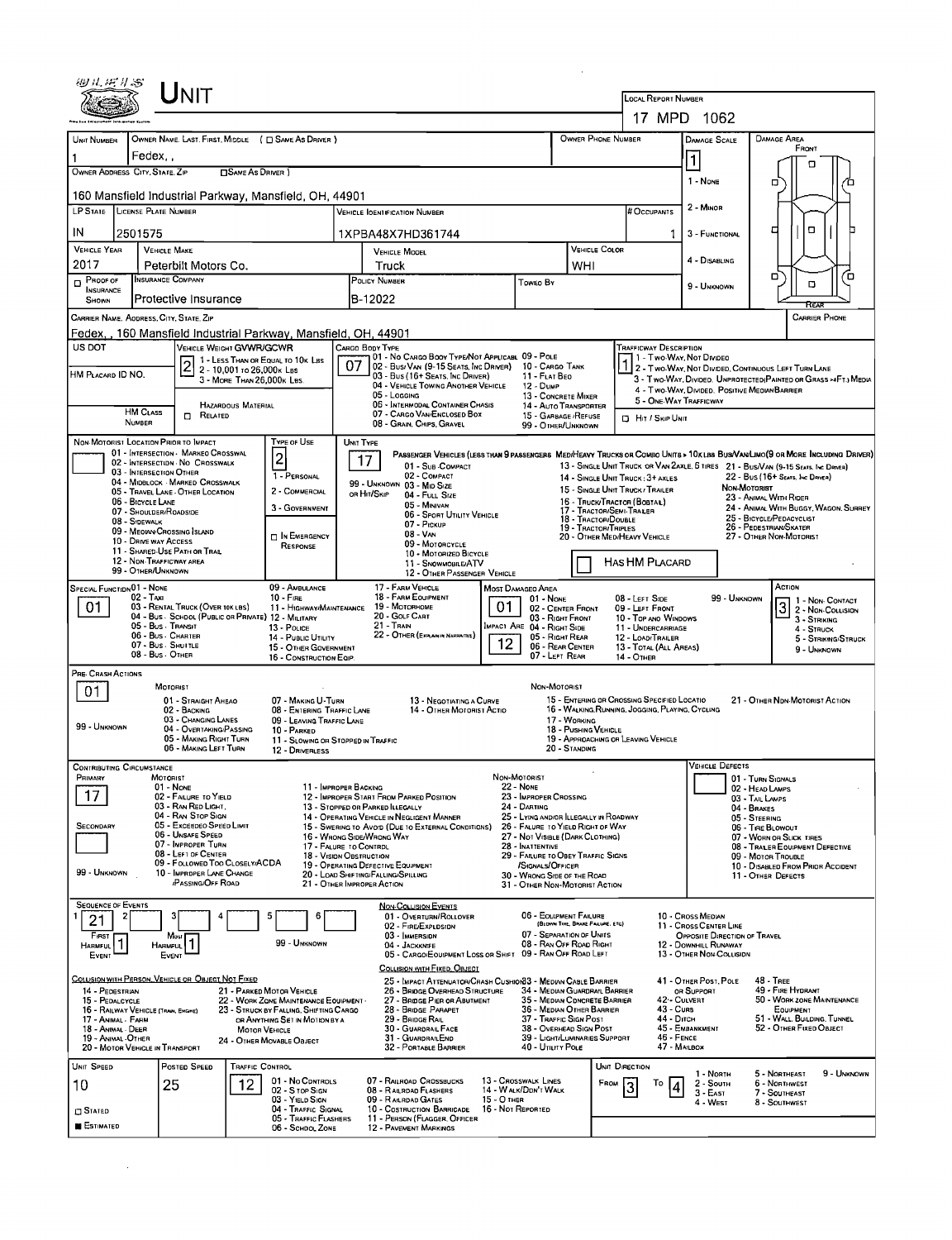# UNIT

**LOCAL REPORT NUMBER:** 17 MPD 1062

| Unit Number | Owner Name: Last, First, Middle (☐ Same as Driver) | Owner Phone Number | Damage Scale | Damage Area |
|---|---|---|---|---|
| 1 | Fedex, , | | 1 | |

**Owner Address: City, State, Zip** (☐ Same as Driver): 160 Mansfield Industrial Parkway, Mansfield, OH, 44901

Damage Scale: 1 - None, 2 - Minor, 3 - Functional, 4 - Disabling, 9 - Unknown

| LP State | License Plate Number | Vehicle Identification Number | # Occupants |
|---|---|---|---|
| IN | 2501575 | 1XPBA48X7HD361744 | 1 |

| Vehicle Year | Vehicle Make | Vehicle Model | Vehicle Color |
|---|---|---|---|
| 2017 | Peterbilt Motors Co. | Truck | WHI |

| Proof of Insurance Shown | Insurance Company | Policy Number | Towed By |
|---|---|---|---|
| ☐ | Protective Insurance | B-12022 | |

**Carrier Name, Address, City, State, Zip:** Fedex, , 160 Mansfield Industrial Parkway, Mansfield, OH, 44901

**Carrier Phone:**

**US DOT:**

**HM Placard ID No.:**

**HM Class Number:** ☐ Related (Hazardous Material)

**Vehicle Weight GVWR/GCWR:** 2
1 - Less Than or Equal to 10k Lbs; 2 - 10,001 to 26,000k Lbs; 3 - More Than 26,000k Lbs.

**Cargo Body Type:** 07
01 - No Cargo Body Type/Not Applicable; 02 - Bus/Van (9-15 Seats, Inc Driver); 03 - Bus (16+ Seats, Inc Driver); 04 - Vehicle Towing Another Vehicle; 05 - Logging; 06 - Intermodal Container Chassis; 07 - Cargo Van/Enclosed Box; 08 - Grain, Chips, Gravel; 09 - Pole; 10 - Cargo Tank; 11 - Flat Bed; 12 - Dump; 13 - Concrete Mixer; 14 - Auto Transporter; 15 - Garbage/Refuse; 99 - Other/Unknown

**Trafficway Description:** 1
1 - Two-Way, Not Divided; 2 - Two-Way, Not Divided, Continuous Left Turn Lane; 3 - Two-Way, Divided, Unprotected (Painted or Grass >4Ft.) Median; 4 - Two-Way, Divided, Positive Median Barrier; 5 - One-Way Trafficway

☐ Hit / Skip Unit

**Non-Motorist Location Prior to Impact:**
01 - Intersection - Marked Crosswalk; 02 - Intersection - No Crosswalk; 03 - Intersection Other; 04 - Midblock - Marked Crosswalk; 05 - Travel Lane - Other Location; 06 - Bicycle Lane; 07 - Shoulder/Roadside; 08 - Sidewalk; 09 - Median/Crossing Island; 10 - Drive Way Access; 11 - Shared-Use Path or Trail; 12 - Non-Trafficway Area; 99 - Other/Unknown

**Type of Use:** 2
1 - Personal; 2 - Commercial; 3 - Government; ☐ In Emergency Response

**Unit Type:** 17
Passenger Vehicles (less than 9 passengers): 01 - Sub-Compact; 02 - Compact; 99 - Unknown 03 - Mid Size or Hit/Skip; 04 - Full Size; 05 - Minivan; 06 - Sport Utility Vehicle; 07 - Pickup; 08 - Van; 09 - Motorcycle; 10 - Motorized Bicycle; 11 - Snowmobile/ATV; 12 - Other Passenger Vehicle
Med/Heavy Trucks or Combo Units > 10k lbs Bus/Van/Limo (9 or More Including Driver): 13 - Single Unit Truck or Van 2axle, 6 Tires; 14 - Single Unit Truck: 3+ Axles; 15 - Single Unit Truck / Trailer; 16 - Truck/Tractor (Bobtail); 17 - Tractor/Semi-Trailer; 18 - Tractor/Double; 19 - Tractor/Triples; 20 - Other Med/Heavy Vehicle; 21 - Bus/Van (9-15 Seats, Inc Driver); 22 - Bus (16+ Seats, Inc Driver)
Non-Motorist: 23 - Animal With Rider; 24 - Animal With Buggy, Wagon, Surrey; 25 - Bicycle/Pedacyclist; 26 - Pedestrian/Skater; 27 - Other Non-Motorist

☐ Has HM Placard

**Special Function:** 01
01 - None; 02 - Taxi; 03 - Rental Truck (Over 10k lbs); 04 - Bus - School (Public or Private); 05 - Bus - Transit; 06 - Bus - Charter; 07 - Bus - Shuttle; 08 - Bus - Other; 09 - Ambulance; 10 - Fire; 11 - Highway/Maintenance; 12 - Military; 13 - Police; 14 - Public Utility; 15 - Other Government; 16 - Construction Eqip.; 17 - Farm Vehicle; 18 - Farm Equipment; 19 - Motorhome; 20 - Golf Cart; 21 - Train; 22 - Other (Explain in Narrative)

**Most Damaged Area:** 01
**Impact Area:** 12
01 - None; 02 - Center Front; 03 - Right Front; 04 - Right Side; 05 - Right Rear; 06 - Rear Center; 07 - Left Rear; 08 - Left Side; 09 - Left Front; 10 - Top and Windows; 11 - Undercarriage; 12 - Load/Trailer; 13 - Total (All Areas); 14 - Other; 99 - Unknown

**Action:** 3
1 - Non-Contact; 2 - Non-Collision; 3 - Striking; 4 - Struck; 5 - Striking/Struck; 9 - Unknown

**Pre-Crash Actions:** 01
Motorist: 01 - Straight Ahead; 02 - Backing; 03 - Changing Lanes; 04 - Overtaking/Passing; 05 - Making Right Turn; 06 - Making Left Turn; 07 - Making U-Turn; 08 - Entering Traffic Lane; 09 - Leaving Traffic Lane; 10 - Parked; 11 - Slowing or Stopped in Traffic; 12 - Driverless; 13 - Negotiating a Curve; 14 - Other Motorist Actio; 99 - Unknown
Non-Motorist: 15 - Entering or Crossing Specified Locatio; 16 - Walking, Running, Jogging, Playing, Cycling; 17 - Working; 18 - Pushing Vehicle; 19 - Approaching or Leaving Vehicle; 20 - Standing; 21 - Other Non-Motorist Action

**Contributing Circumstance:**
Primary: 17
Secondary:
Motorist: 01 - None; 02 - Failure to Yield; 03 - Ran Red Light; 04 - Ran Stop Sign; 05 - Exceeded Speed Limit; 06 - Unsafe Speed; 07 - Improper Turn; 08 - Left of Center; 09 - Followed Too Closely/ACDA; 10 - Improper Lane Change /Passing/Off Road; 11 - Improper Backing; 12 - Improper Start From Parked Position; 13 - Stopped or Parked Illegally; 14 - Operating Vehicle in Negligent Manner; 15 - Swering to Avoid (Due to External Conditions); 16 - Wrong Side/Wrong Way; 17 - Failure to Control; 18 - Vision Obstruction; 19 - Operating Defective Equipment; 20 - Load Shifting/Falling/Spilling; 21 - Other Improper Action; 99 - Unknown
Non-Motorist: 22 - None; 23 - Improper Crossing; 24 - Darting; 25 - Lying and/or Illegally in Roadway; 26 - Failure to Yield Right of Way; 27 - Not Visible (Dark Clothing); 28 - Inattentive; 29 - Failure to Obey Traffic Signs /Signals/Officer; 30 - Wrong Side of the Road; 31 - Other Non-Motorist Action

**Vehicle Defects:**
01 - Turn Signals; 02 - Head Lamps; 03 - Tail Lamps; 04 - Brakes; 05 - Steering; 06 - Tire Blowout; 07 - Worn or Slick Tires; 08 - Trailer Equipment Defective; 09 - Motor Trouble; 10 - Disabled From Prior Accident; 11 - Other Defects

**Sequence of Events:**

| 1 | 2 | 3 | 4 | 5 | 6 |
|---|---|---|---|---|---|
| 21 | | | | | |

First Harmful Event: 1; Most Harmful Event: 1; 99 - Unknown

Non-Collision Events: 01 - Overturn/Rollover; 02 - Fire/Explosion; 03 - Immersion; 04 - Jackknife; 05 - Cargo/Equipment Loss or Shift; 06 - Equipment Failure (Blown Tire, Brake Failure, etc); 07 - Separation of Units; 08 - Ran Off Road Right; 09 - Ran Off Road Left; 10 - Cross Median; 11 - Cross Center Line Opposite Direction of Travel; 12 - Downhill Runaway; 13 - Other Non-Collision

Collision with Person, Vehicle or Object Not Fixed: 14 - Pedestrian; 15 - Pedalcycle; 16 - Railway Vehicle (Train, Engine); 17 - Animal - Farm; 18 - Animal - Deer; 19 - Animal - Other; 20 - Motor Vehicle in Transport; 21 - Parked Motor Vehicle; 22 - Work Zone Maintenance Equipment; 23 - Struck by Falling, Shifting Cargo or Anything Set in Motion by a Motor Vehicle; 24 - Other Movable Object

Collision with Fixed, Object: 25 - Impact Attenuator/Crash Cushion; 26 - Bridge Overhead Structure; 27 - Bridge Pier or Abutment; 28 - Bridge Parapet; 29 - Bridge Rail; 30 - Guardrail Face; 31 - Guardrail End; 32 - Portable Barrier; 33 - Median Cable Barrier; 34 - Median Guardrail Barrier; 35 - Median Concrete Barrier; 36 - Median Other Barrier; 37 - Traffic Sign Post; 38 - Overhead Sign Post; 39 - Light/Luminaries Support; 40 - Utility Pole; 41 - Other Post, Pole or Support; 42 - Culvert; 43 - Curb; 44 - Ditch; 45 - Embankment; 46 - Fence; 47 - Mailbox; 48 - Tree; 49 - Fire Hydrant; 50 - Work Zone Maintenance Equipment; 51 - Wall, Building, Tunnel; 52 - Other Fixed Object

| Unit Speed | Posted Speed | Traffic Control | Unit Direction |
|---|---|---|---|
| 10 | 25 | 12 | From 3 To 4 |

☐ Stated
■ Estimated

Traffic Control: 01 - No Controls; 02 - Stop Sign; 03 - Yield Sign; 04 - Traffic Signal; 05 - Traffic Flashers; 06 - School Zone; 07 - Railroad Crossbucks; 08 - Railroad Flashers; 09 - Railroad Gates; 10 - Costruction Barricade; 11 - Person (Flagger, Officer); 12 - Pavement Markings; 13 - Crosswalk Lines; 14 - Walk/Don't Walk; 15 - Other; 16 - Not Reported

Unit Direction: 1 - North; 2 - South; 3 - East; 4 - West; 5 - Northeast; 6 - Northwest; 7 - Southeast; 8 - Southwest; 9 - Unknown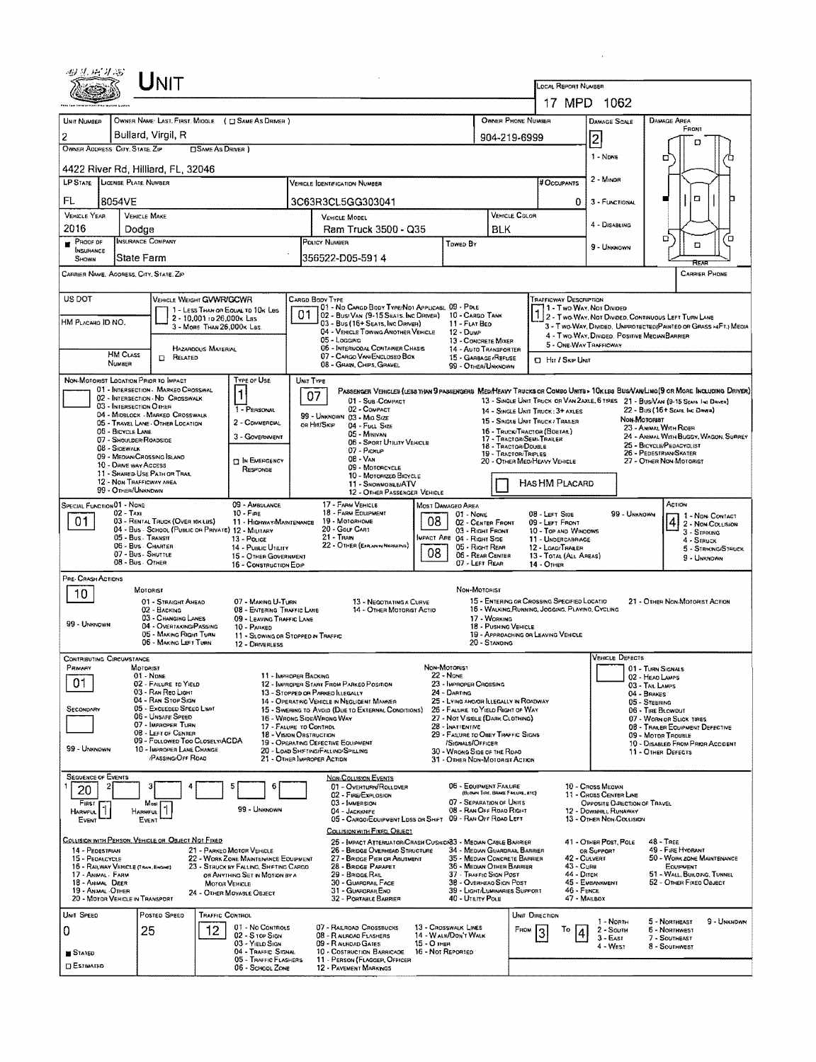# UNIT

**LOCAL REPORT NUMBER:** 17 MPD 1062

| UNIT NUMBER | OWNER NAME: LAST, FIRST, MIDDLE ( ☐ SAME AS DRIVER ) | OWNER PHONE NUMBER | DAMAGE SCALE | DAMAGE AREA |
|---|---|---|---|---|
| 2 | Bullard, Virgil, R | 904-219-6999 | 2 | FRONT |

**OWNER ADDRESS: CITY, STATE, ZIP** ( ☐ SAME AS DRIVER ): 4422 River Rd, Hilliard, FL, 32046

DAMAGE SCALE: 1 - NONE; 2 - MINOR; 3 - FUNCTIONAL; 4 - DISABLING; 9 - UNKNOWN

| LP STATE | LICENSE PLATE NUMBER | VEHICLE IDENTIFICATION NUMBER | # OCCUPANTS |
|---|---|---|---|
| FL | 8054VE | 3C63R3CL5GG303041 | 0 |

| VEHICLE YEAR | VEHICLE MAKE | VEHICLE MODEL | VEHICLE COLOR |
|---|---|---|---|
| 2016 | Dodge | Ram Truck 3500 - Q35 | BLK |

| ■ PROOF OF INSURANCE SHOWN | INSURANCE COMPANY | POLICY NUMBER | TOWED BY |
|---|---|---|---|
| | State Farm | 356522-D05-591 4 | |

CARRIER NAME, ADDRESS, CITY, STATE, ZIP — CARRIER PHONE

US DOT

VEHICLE WEIGHT GVWR/GCWR: 1 - LESS THAN OR EQUAL TO 10K LBS; 2 - 10,001 TO 26,000K LBS; 3 - MORE THAN 26,000K LBS.

HM PLACARD ID NO.

HM CLASS NUMBER — ☐ RELATED — HAZARDOUS MATERIAL

CARGO BODY TYPE: **01** — 01 - NO CARGO BODY TYPE/NOT APPLICABLE; 02 - BUS/VAN (9-15 SEATS, INC DRIVER); 03 - BUS (16+ SEATS, INC DRIVER); 04 - VEHICLE TOWING ANOTHER VEHICLE; 05 - LOGGING; 06 - INTERMODAL CONTAINER CHASSIS; 07 - CARGO VAN/ENCLOSED BOX; 08 - GRAIN, CHIPS, GRAVEL; 09 - POLE; 10 - CARGO TANK; 11 - FLAT BED; 12 - DUMP; 13 - CONCRETE MIXER; 14 - AUTO TRANSPORTER; 15 - GARBAGE/REFUSE; 99 - OTHER/UNKNOWN

TRAFFICWAY DESCRIPTION: **1** — 1 - TWO-WAY, NOT DIVIDED; 2 - TWO-WAY, NOT DIVIDED, CONTINUOUS LEFT TURN LANE; 3 - TWO-WAY, DIVIDED, UNPROTECTED (PAINTED OR GRASS >4FT.) MEDIA; 4 - TWO-WAY, DIVIDED, POSITIVE MEDIAN BARRIER; 5 - ONE-WAY TRAFFICWAY; ☐ HIT / SKIP UNIT

NON-MOTORIST LOCATION PRIOR TO IMPACT: 01 - INTERSECTION - MARKED CROSSWALK; 02 - INTERSECTION - NO CROSSWALK; 03 - INTERSECTION OTHER; 04 - MIDBLOCK - MARKED CROSSWALK; 05 - TRAVEL LANE - OTHER LOCATION; 06 - BICYCLE LANE; 07 - SHOULDER/ROADSIDE; 08 - SIDEWALK; 09 - MEDIAN/CROSSING ISLAND; 10 - DRIVE WAY ACCESS; 11 - SHARED-USE PATH OR TRAIL; 12 - NON-TRAFFICWAY AREA; 99 - OTHER/UNKNOWN

TYPE OF USE: **1** — 1 - PERSONAL; 2 - COMMERCIAL; 3 - GOVERNMENT; ☐ IN EMERGENCY RESPONSE

UNIT TYPE: **07** — PASSENGER VEHICLES (LESS THAN 9 PASSENGERS MED/HEAVY TRUCKS OR COMBO UNITS > 10K LBS BUS/VAN/LIMO (9 OR MORE INCLUDING DRIVER): 01 - SUB-COMPACT; 02 - COMPACT; 99 - UNKNOWN 03 - MID SIZE OR HIT/SKIP; 04 - FULL SIZE; 05 - MINIVAN; 06 - SPORT UTILITY VEHICLE; 07 - PICKUP; 08 - VAN; 09 - MOTORCYCLE; 10 - MOTORIZED BICYCLE; 11 - SNOWMOBILE/ATV; 12 - OTHER PASSENGER VEHICLE; 13 - SINGLE UNIT TRUCK OR VAN 2AXLE, 6 TIRES; 14 - SINGLE UNIT TRUCK: 3+ AXLES; 15 - SINGLE UNIT TRUCK / TRAILER; 16 - TRUCK/TRACTOR (BOBTAIL); 17 - TRACTOR/SEMI-TRAILER; 18 - TRACTOR/DOUBLE; 19 - TRACTOR/TRIPLES; 20 - OTHER MED/HEAVY VEHICLE; 21 - BUS/VAN (9-15 SEATS INC DRIVER); 22 - BUS (16+ SEATS, INC DRIVER); NON-MOTORIST: 23 - ANIMAL WITH RIDER; 24 - ANIMAL WITH BUGGY, WAGON, SURREY; 25 - BICYCLE/PEDACYCLIST; 26 - PEDESTRIAN/SKATER; 27 - OTHER NON-MOTORIST; ☐ HAS HM PLACARD

SPECIAL FUNCTION: **01** — 01 - NONE; 02 - TAXI; 03 - RENTAL TRUCK (OVER 10K LBS); 04 - BUS - SCHOOL (PUBLIC OR PRIVATE); 05 - BUS - TRANSIT; 06 - BUS - CHARTER; 07 - BUS - SHUTTLE; 08 - BUS - OTHER; 09 - AMBULANCE; 10 - FIRE; 11 - HIGHWAY/MAINTENANCE; 12 - MILITARY; 13 - POLICE; 14 - PUBLIC UTILITY; 15 - OTHER GOVERNMENT; 16 - CONSTRUCTION EQIP; 17 - FARM VEHICLE; 18 - FARM EQUIPMENT; 19 - MOTORHOME; 20 - GOLF CART; 21 - TRAIN; 22 - OTHER (EXPLAIN IN NARRATIVE)

MOST DAMAGED AREA: **08**; IMPACT ARE: **08** — 01 - NONE; 02 - CENTER FRONT; 03 - RIGHT FRONT; 04 - RIGHT SIDE; 05 - RIGHT REAR; 06 - REAR CENTER; 07 - LEFT REAR; 08 - LEFT SIDE; 09 - LEFT FRONT; 10 - TOP AND WINDOWS; 11 - UNDERCARRIAGE; 12 - LOAD/TRAILER; 13 - TOTAL (ALL AREAS); 14 - OTHER; 99 - UNKNOWN

ACTION: **4** — 1 - NON-CONTACT; 2 - NON-COLLISION; 3 - STRIKING; 4 - STRUCK; 5 - STRIKING/STRUCK; 9 - UNKNOWN

PRE-CRASH ACTIONS: **10** — MOTORIST: 01 - STRAIGHT AHEAD; 02 - BACKING; 03 - CHANGING LANES; 04 - OVERTAKING/PASSING; 05 - MAKING RIGHT TURN; 06 - MAKING LEFT TURN; 07 - MAKING U-TURN; 08 - ENTERING TRAFFIC LANE; 09 - LEAVING TRAFFIC LANE; 10 - PARKED; 11 - SLOWING OR STOPPED IN TRAFFIC; 12 - DRIVERLESS; 13 - NEGOTIATING A CURVE; 14 - OTHER MOTORIST ACTIO; 99 - UNKNOWN. NON-MOTORIST: 15 - ENTERING OR CROSSING SPECIFIED LOCATIO; 16 - WALKING, RUNNING, JOGGING, PLAYING, CYCLING; 17 - WORKING; 18 - PUSHING VEHICLE; 19 - APPROACHING OR LEAVING VEHICLE; 20 - STANDING; 21 - OTHER NON-MOTORIST ACTION

CONTRIBUTING CIRCUMSTANCE: PRIMARY **01**; SECONDARY; 99 - UNKNOWN — MOTORIST: 01 - NONE; 02 - FAILURE TO YIELD; 03 - RAN RED LIGHT; 04 - RAN STOP SIGN; 05 - EXCEEDED SPEED LIMIT; 06 - UNSAFE SPEED; 07 - IMPROPER TURN; 08 - LEFT OF CENTER; 09 - FOLLOWED TOO CLOSELY/ACDA; 10 - IMPROPER LANE CHANGE /PASSING/OFF ROAD; 11 - IMPROPER BACKING; 12 - IMPROPER START FROM PARKED POSITION; 13 - STOPPED OR PARKED ILLEGALLY; 14 - OPERATING VEHICLE IN NEGLIGENT MANNER; 15 - SWERING TO AVOID (DUE TO EXTERNAL CONDITIONS); 16 - WRONG SIDE/WRONG WAY; 17 - FALURE TO CONTROL; 18 - VISION OBSTRUCTION; 19 - OPERATING DEFECTIVE EQUIPMENT; 20 - LOAD SHIFTING/FALLING/SPILLING; 21 - OTHER IMPROPER ACTION. NON-MOTORIST: 22 - NONE; 23 - IMPROPER CROSSING; 24 - DARTING; 25 - LYING AND/OR ILLEGALLY IN ROADWAY; 26 - FALURE TO YIELD RIGHT OF WAY; 27 - NOT VISIBLE (DARK CLOTHING); 28 - INATTENTIVE; 29 - FAILURE TO OBEY TRAFFIC SIGNS /SIGNALS/OFFICER; 30 - WRONG SIDE OF THE ROAD; 31 - OTHER NON-MOTORIST ACTION

VEHICLE DEFECTS: 01 - TURN SIGNALS; 02 - HEAD LAMPS; 03 - TAIL LAMPS; 04 - BRAKES; 05 - STEERING; 06 - TIRE BLOWOUT; 07 - WORN OR SLICK TIRES; 08 - TRAILER EQUIPMENT DEFECTIVE; 09 - MOTOR TROUBLE; 10 - DISABLED FROM PRIOR ACCIDENT; 11 - OTHER DEFECTS

SEQUENCE OF EVENTS: 1: **20**; 2; 3; 4; 5; 6; FIRST HARMFUL EVENT: **1**; MOST HARMFUL EVENT: **1**; 99 - UNKNOWN

NON-COLLISION EVENTS: 01 - OVERTURN/ROLLOVER; 02 - FIRE/EXPLOSION; 03 - IMMERSION; 04 - JACKKNIFE; 05 - CARGO/EQUIPMENT LOSS OR SHIFT; 06 - EQUIPMENT FAILURE (BLOWN TIRE, BRAKE FAILURE, ETC); 07 - SEPARATION OF UNITS; 08 - RAN OFF ROAD RIGHT; 09 - RAN OFF ROAD LEFT; 10 - CROSS MEDIAN; 11 - CROSS CENTER LINE OPPOSITE DIRECTION OF TRAVEL; 12 - DOWNHILL RUNAWAY; 13 - OTHER NON-COLLISION

COLLISION WITH PERSON, VEHICLE OR OBJECT NOT FIXED: 14 - PEDESTRIAN; 15 - PEDALCYCLE; 16 - RAILWAY VEHICLE (TRAIN, ENGINE); 17 - ANIMAL - FARM; 18 - ANIMAL - DEER; 19 - ANIMAL - OTHER; 20 - MOTOR VEHICLE IN TRANSPORT; 21 - PARKED MOTOR VEHICLE; 22 - WORK ZONE MAINTENANCE EQUIPMENT; 23 - STRUCK BY FALLING, SHIFTING CARGO OR ANYTHING SET IN MOTION BY A MOTOR VEHICLE; 24 - OTHER MOVABLE OBJECT

COLLISION WITH FIXED, OBJECT: 25 - IMPACT ATTENUATOR/CRASH CUSHION; 26 - BRIDGE OVERHEAD STRUCTURE; 27 - BRIDGE PIER OR ABUTMENT; 28 - BRIDGE PARAPET; 29 - BRIDGE RAIL; 30 - GUARDRAIL FACE; 31 - GUARDRAIL END; 32 - PORTABLE BARRIER; 33 - MEDIAN CABLE BARRIER; 34 - MEDIAN GUARDRAIL BARRIER; 35 - MEDIAN CONCRETE BARRIER; 36 - MEDIAN OTHER BARRIER; 37 - TRAFFIC SIGN POST; 38 - OVERHEAD SIGN POST; 39 - LIGHT/LUMINARIES SUPPORT; 40 - UTILITY POLE; 41 - OTHER POST, POLE OR SUPPORT; 42 - CULVERT; 43 - CURB; 44 - DITCH; 45 - EMBANKMENT; 46 - FENCE; 47 - MAILBOX; 48 - TREE; 49 - FIRE HYDRANT; 50 - WORK ZONE MAINTENANCE EQUIPMENT; 51 - WALL, BUILDING, TUNNEL; 52 - OTHER FIXED OBJECT

| UNIT SPEED | POSTED SPEED | TRAFFIC CONTROL | UNIT DIRECTION |
|---|---|---|---|
| 0 | 25 | 12 | FROM 3 TO 4 |

■ STATED; ☐ ESTIMATED

TRAFFIC CONTROL: 01 - NO CONTROLS; 02 - STOP SIGN; 03 - YIELD SIGN; 04 - TRAFFIC SIGNAL; 05 - TRAFFIC FLASHERS; 06 - SCHOOL ZONE; 07 - RAILROAD CROSSBUCKS; 08 - RAILROAD FLASHERS; 09 - RAILROAD GATES; 10 - COSTRUCTION BARRICADE; 11 - PERSON (FLAGGER, OFFICER); 12 - PAVEMENT MARKINGS; 13 - CROSSWALK LINES; 14 - WALK/DON'T WALK; 15 - OTHER; 16 - NOT REPORTED

UNIT DIRECTION: 1 - NORTH; 2 - SOUTH; 3 - EAST; 4 - WEST; 5 - NORTHEAST; 6 - NORTHWEST; 7 - SOUTHEAST; 8 - SOUTHWEST; 9 - UNKNOWN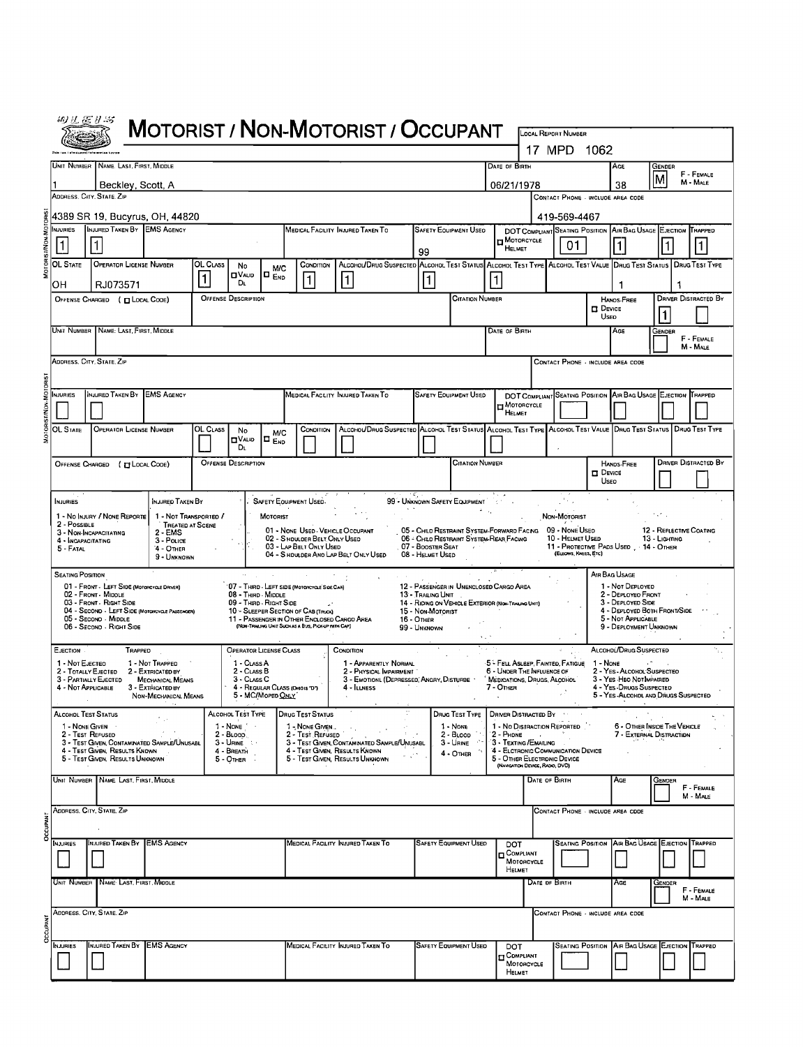# MOTORIST / NON-MOTORIST / OCCUPANT

| LOCAL REPORT NUMBER |
|---|
| 17 MPD 1062 |

## MOTORIST/NON-MOTORIST

| UNIT NUMBER | NAME: LAST, FIRST, MIDDLE | DATE OF BIRTH | AGE | GENDER (F - FEMALE, M - MALE) |
|---|---|---|---|---|
| 1 | Beckley, Scott, A | 06/21/1978 | 38 | M |

| ADDRESS, CITY, STATE, ZIP | CONTACT PHONE - INCLUDE AREA CODE |
|---|---|
| 4389 SR 19, Bucyrus, OH, 44820 | 419-569-4467 |

| INJURIES | INJURED TAKEN BY | EMS AGENCY | MEDICAL FACILITY INJURED TAKEN TO | SAFETY EQUIPMENT USED | DOT COMPLIANT MOTORCYCLE HELMET | SEATING POSITION | AIR BAG USAGE | EJECTION | TRAPPED |
|---|---|---|---|---|---|---|---|---|---|
| 1 | 1 | | | 99 | | 01 | 1 | 1 | 1 |

| OL STATE | OPERATOR LICENSE NUMBER | OL CLASS | NO VALID DL | M/C END | CONDITION | ALCOHOL/DRUG SUSPECTED | ALCOHOL TEST STATUS | ALCOHOL TEST TYPE | ALCOHOL TEST VALUE | DRUG TEST STATUS | DRUG TEST TYPE |
|---|---|---|---|---|---|---|---|---|---|---|---|
| OH | RJ073571 | 1 | | | 1 | 1 | 1 | 1 | | 1 | 1 |

| OFFENSE CHARGED ( LOCAL CODE) | OFFENSE DESCRIPTION | CITATION NUMBER | HANDS-FREE DEVICE USED | DRIVER DISTRACTED BY |
|---|---|---|---|---|
| | | | | 1 |

## MOTORIST/NON-MOTORIST

| UNIT NUMBER | NAME: LAST, FIRST, MIDDLE | DATE OF BIRTH | AGE | GENDER (F - FEMALE, M - MALE) |
|---|---|---|---|---|
| | | | | |

| ADDRESS, CITY, STATE, ZIP | CONTACT PHONE - INCLUDE AREA CODE |
|---|---|
| | |

| INJURIES | INJURED TAKEN BY | EMS AGENCY | MEDICAL FACILITY INJURED TAKEN TO | SAFETY EQUIPMENT USED | DOT COMPLIANT MOTORCYCLE HELMET | SEATING POSITION | AIR BAG USAGE | EJECTION | TRAPPED |
|---|---|---|---|---|---|---|---|---|---|
| | | | | | | | | | |

| OL STATE | OPERATOR LICENSE NUMBER | OL CLASS | NO VALID DL | M/C END | CONDITION | ALCOHOL/DRUG SUSPECTED | ALCOHOL TEST STATUS | ALCOHOL TEST TYPE | ALCOHOL TEST VALUE | DRUG TEST STATUS | DRUG TEST TYPE |
|---|---|---|---|---|---|---|---|---|---|---|---|
| | | | | | | | | | | | |

| OFFENSE CHARGED ( LOCAL CODE) | OFFENSE DESCRIPTION | CITATION NUMBER | HANDS-FREE DEVICE USED | DRIVER DISTRACTED BY |
|---|---|---|---|---|
| | | | | |

## Codes

**INJURIES**
1 - No Injury / None Reported
2 - Possible
3 - Non-Incapacitating
4 - Incapacitating
5 - Fatal

**INJURED TAKEN BY**
1 - Not Transported / Treated at Scene
2 - EMS
3 - Police
4 - Other
9 - Unknown

**SAFETY EQUIPMENT USED**
99 - Unknown Safety Equipment

Motorist:
01 - None Used - Vehicle Occupant
02 - Shoulder Belt Only Used
03 - Lap Belt Only Used
04 - Shoulder and Lap Belt Only Used
05 - Child Restraint System-Forward Facing
06 - Child Restraint System-Rear Facing
07 - Booster Seat
08 - Helmet Used

Non-Motorist:
09 - None Used
10 - Helmet Used
11 - Protective Pads Used (Elbows, Knees, Etc)
12 - Reflective Coating
13 - Lighting
14 - Other

**SEATING POSITION**
01 - Front - Left Side (Motorcycle Driver)
02 - Front - Middle
03 - Front - Right Side
04 - Second - Left Side (Motorcycle Passenger)
05 - Second - Middle
06 - Second - Right Side
07 - Third - Left Side (Motorcycle Side Car)
08 - Third - Middle
09 - Third - Right Side
10 - Sleeper Section of Cab (Truck)
11 - Passenger in Other Enclosed Cargo Area (Non-Trailing Unit Such as a Bus, Pick-up with Cap)
12 - Passenger in Unenclosed Cargo Area
13 - Trailing Unit
14 - Riding on Vehicle Exterior (Non-Trailing Unit)
15 - Non-Motorist
16 - Other
99 - Unknown

**AIR BAG USAGE**
1 - Not Deployed
2 - Deployed Front
3 - Deployed Side
4 - Deployed Both Front/Side
5 - Not Applicable
9 - Deployment Unknown

**EJECTION**
1 - Not Ejected
2 - Totally Ejected
3 - Partially Ejected
4 - Not Applicable

**TRAPPED**
1 - Not Trapped
2 - Extricated by Mechanical Means
3 - Extricated by Non-Mechanical Means

**OPERATOR LICENSE CLASS**
1 - Class A
2 - Class B
3 - Class C
4 - Regular Class (Ohio's "D")
5 - MC/Moped Only

**CONDITION**
1 - Apparently Normal
2 - Physical Impairment
3 - Emotionl (Depressed, Angry, Disturbe
4 - Illness
5 - Fell Asleep, Fainted, Fatigue
6 - Under the Influence of Medications, Drugs, Alcohol
7 - Other

**ALCOHOL/DRUG SUSPECTED**
1 - None
2 - Yes - Alcohol Suspected
3 - Yes - Hbd Not Impaired
4 - Yes - Drugs Suspected
5 - Yes - Alcohol and Drugs Suspected

**ALCOHOL TEST STATUS**
1 - None Given
2 - Test Refused
3 - Test Given, Contaminated Sample/Unusabl
4 - Test Given, Results Known
5 - Test Given, Results Unknown

**ALCOHOL TEST TYPE**
1 - None
2 - Blood
3 - Urine
4 - Breath
5 - Other

**DRUG TEST STATUS**
1 - None Given
2 - Test Refused
3 - Test Given, Contaminated Sample/Unusabl
4 - Test Given, Results Known
5 - Test Given, Results Unknown

**DRUG TEST TYPE**
1 - None
2 - Blood
3 - Urine
4 - Other

**DRIVER DISTRACTED BY**
1 - No Distraction Reported
2 - Phone
3 - Texting/Emailing
4 - Electronic Communication Device
5 - Other Electronic Device (Navigation Device, Radio, DVD)
6 - Other Inside The Vehicle
7 - External Distraction

## OCCUPANT

| UNIT NUMBER | NAME: LAST, FIRST, MIDDLE | DATE OF BIRTH | AGE | GENDER (F - FEMALE, M - MALE) |
|---|---|---|---|---|
| | | | | |

| ADDRESS, CITY, STATE, ZIP | CONTACT PHONE - INCLUDE AREA CODE |
|---|---|
| | |

| INJURIES | INJURED TAKEN BY | EMS AGENCY | MEDICAL FACILITY INJURED TAKEN TO | SAFETY EQUIPMENT USED | DOT COMPLIANT MOTORCYCLE HELMET | SEATING POSITION | AIR BAG USAGE | EJECTION | TRAPPED |
|---|---|---|---|---|---|---|---|---|---|
| | | | | | | | | | |

## OCCUPANT

| UNIT NUMBER | NAME: LAST, FIRST, MIDDLE | DATE OF BIRTH | AGE | GENDER (F - FEMALE, M - MALE) |
|---|---|---|---|---|
| | | | | |

| ADDRESS, CITY, STATE, ZIP | CONTACT PHONE - INCLUDE AREA CODE |
|---|---|
| | |

| INJURIES | INJURED TAKEN BY | EMS AGENCY | MEDICAL FACILITY INJURED TAKEN TO | SAFETY EQUIPMENT USED | DOT COMPLIANT MOTORCYCLE HELMET | SEATING POSITION | AIR BAG USAGE | EJECTION | TRAPPED |
|---|---|---|---|---|---|---|---|---|---|
| | | | | | | | | | |